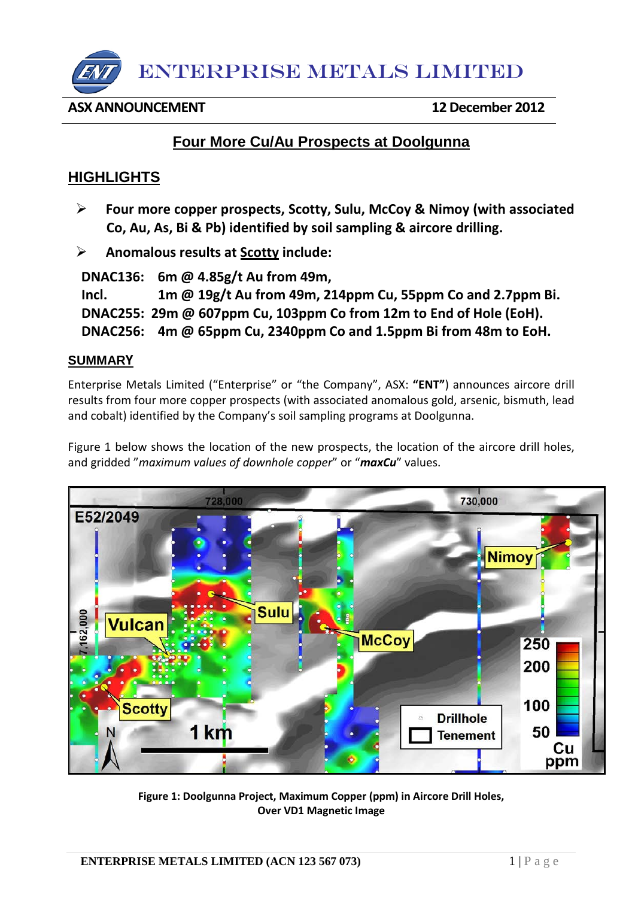# ENTERPRISE METALS LIMITED

**ASX ANNOUNCEMENT** **12 December 2012**

## Four More Cu/Au Prospects at Doolgunna

## HIGHLIGHTS

- **Four more copper prospects, Scotty, Sulu, McCoy & Nimoy (with associated Co, Au, As, Bi & Pb) identified by soil sampling & aircore drilling.**
- **Anomalous results at Scotty include:**

**DNAC136: 6m @ 4.85g/t Au from 49m,**
**Incl. 1m @ 19g/t Au from 49m, 214ppm Cu, 55ppm Co and 2.7ppm Bi.**
**DNAC255: 29m @ 607ppm Cu, 103ppm Co from 12m to End of Hole (EoH).**
**DNAC256: 4m @ 65ppm Cu, 2340ppm Co and 1.5ppm Bi from 48m to EoH.**

### SUMMARY

Enterprise Metals Limited ("Enterprise" or "the Company", ASX: **"ENT"**) announces aircore drill results from four more copper prospects (with associated anomalous gold, arsenic, bismuth, lead and cobalt) identified by the Company's soil sampling programs at Doolgunna.

Figure 1 below shows the location of the new prospects, the location of the aircore drill holes, and gridded *"maximum values of downhole copper"* or "***maxCu***" values.

**Figure 1: Doolgunna Project, Maximum Copper (ppm) in Aircore Drill Holes, Over VD1 Magnetic Image**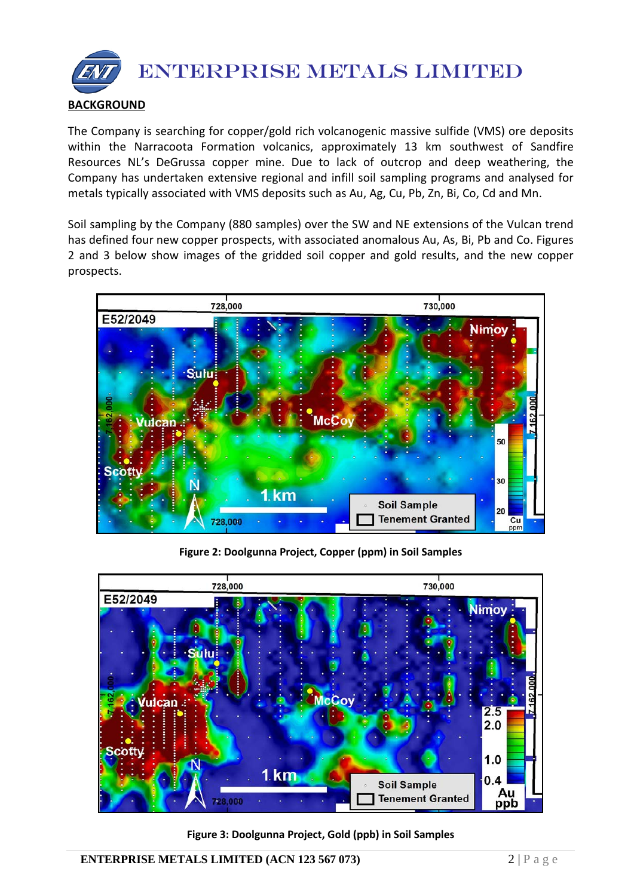# ENTERPRISE METALS LIMITED

**BACKGROUND**

The Company is searching for copper/gold rich volcanogenic massive sulfide (VMS) ore deposits within the Narracoota Formation volcanics, approximately 13 km southwest of Sandfire Resources NL's DeGrussa copper mine. Due to lack of outcrop and deep weathering, the Company has undertaken extensive regional and infill soil sampling programs and analysed for metals typically associated with VMS deposits such as Au, Ag, Cu, Pb, Zn, Bi, Co, Cd and Mn.

Soil sampling by the Company (880 samples) over the SW and NE extensions of the Vulcan trend has defined four new copper prospects, with associated anomalous Au, As, Bi, Pb and Co. Figures 2 and 3 below show images of the gridded soil copper and gold results, and the new copper prospects.

**Figure 2: Doolgunna Project, Copper (ppm) in Soil Samples**

**Figure 3: Doolgunna Project, Gold (ppb) in Soil Samples**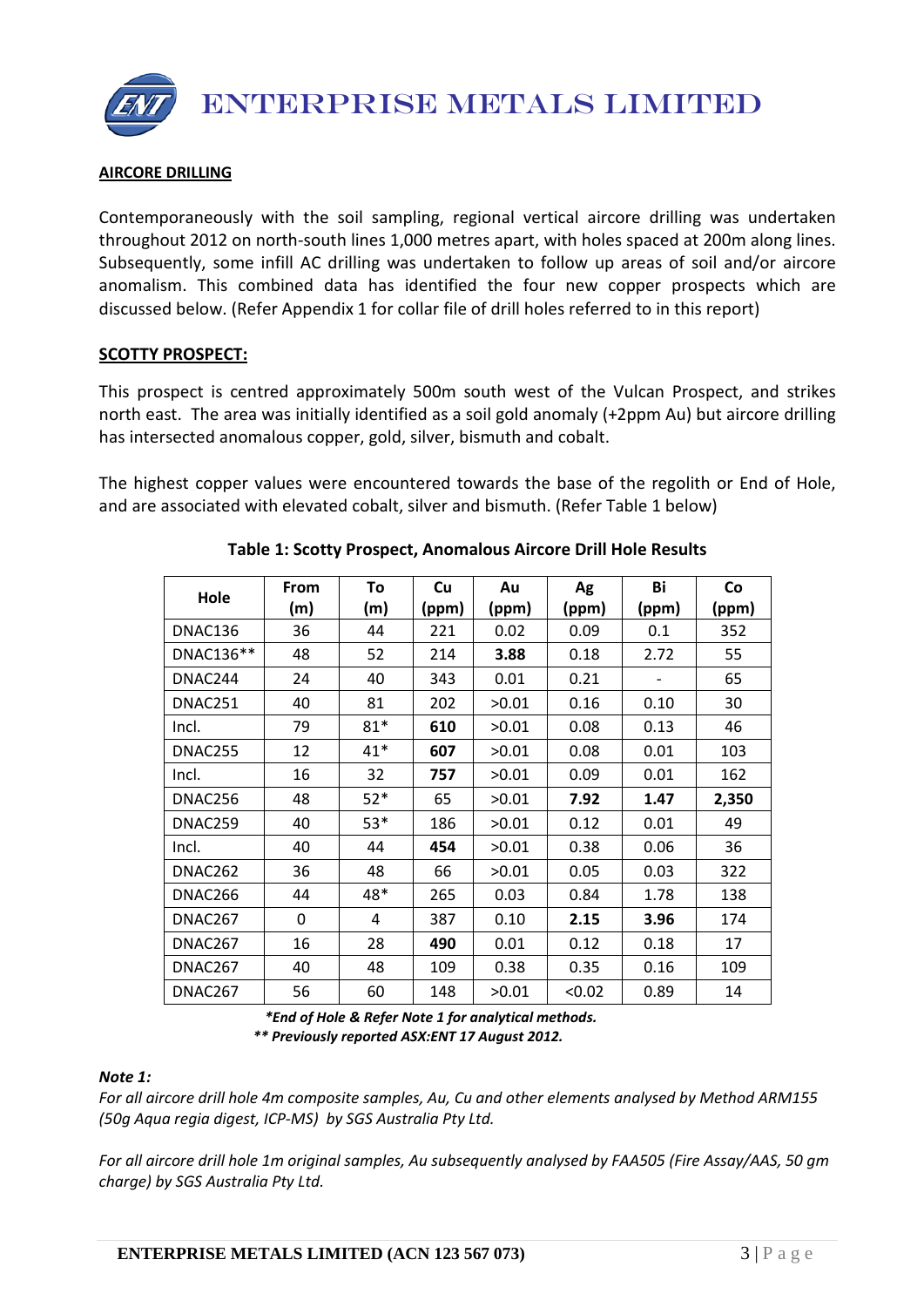## AIRCORE DRILLING

Contemporaneously with the soil sampling, regional vertical aircore drilling was undertaken throughout 2012 on north-south lines 1,000 metres apart, with holes spaced at 200m along lines. Subsequently, some infill AC drilling was undertaken to follow up areas of soil and/or aircore anomalism. This combined data has identified the four new copper prospects which are discussed below. (Refer Appendix 1 for collar file of drill holes referred to in this report)

## SCOTTY PROSPECT:

This prospect is centred approximately 500m south west of the Vulcan Prospect, and strikes north east. The area was initially identified as a soil gold anomaly (+2ppm Au) but aircore drilling has intersected anomalous copper, gold, silver, bismuth and cobalt.

The highest copper values were encountered towards the base of the regolith or End of Hole, and are associated with elevated cobalt, silver and bismuth. (Refer Table 1 below)

**Table 1: Scotty Prospect, Anomalous Aircore Drill Hole Results**

| Hole | From (m) | To (m) | Cu (ppm) | Au (ppm) | Ag (ppm) | Bi (ppm) | Co (ppm) |
|---|---|---|---|---|---|---|---|
| DNAC136 | 36 | 44 | 221 | 0.02 | 0.09 | 0.1 | 352 |
| DNAC136** | 48 | 52 | 214 | **3.88** | 0.18 | 2.72 | 55 |
| DNAC244 | 24 | 40 | 343 | 0.01 | 0.21 | - | 65 |
| DNAC251 | 40 | 81 | 202 | >0.01 | 0.16 | 0.10 | 30 |
| Incl. | 79 | 81* | **610** | >0.01 | 0.08 | 0.13 | 46 |
| DNAC255 | 12 | 41* | **607** | >0.01 | 0.08 | 0.01 | 103 |
| Incl. | 16 | 32 | **757** | >0.01 | 0.09 | 0.01 | 162 |
| DNAC256 | 48 | 52* | 65 | >0.01 | **7.92** | **1.47** | **2,350** |
| DNAC259 | 40 | 53* | 186 | >0.01 | 0.12 | 0.01 | 49 |
| Incl. | 40 | 44 | **454** | >0.01 | 0.38 | 0.06 | 36 |
| DNAC262 | 36 | 48 | 66 | >0.01 | 0.05 | 0.03 | 322 |
| DNAC266 | 44 | 48* | 265 | 0.03 | 0.84 | 1.78 | 138 |
| DNAC267 | 0 | 4 | 387 | 0.10 | **2.15** | **3.96** | 174 |
| DNAC267 | 16 | 28 | **490** | 0.01 | 0.12 | 0.18 | 17 |
| DNAC267 | 40 | 48 | 109 | 0.38 | 0.35 | 0.16 | 109 |
| DNAC267 | 56 | 60 | 148 | >0.01 | <0.02 | 0.89 | 14 |

***End of Hole & Refer Note 1 for analytical methods.***
***** Previously reported ASX:ENT 17 August 2012.***

***Note 1:***
*For all aircore drill hole 4m composite samples, Au, Cu and other elements analysed by Method ARM155 (50g Aqua regia digest, ICP-MS) by SGS Australia Pty Ltd.*

*For all aircore drill hole 1m original samples, Au subsequently analysed by FAA505 (Fire Assay/AAS, 50 gm charge) by SGS Australia Pty Ltd.*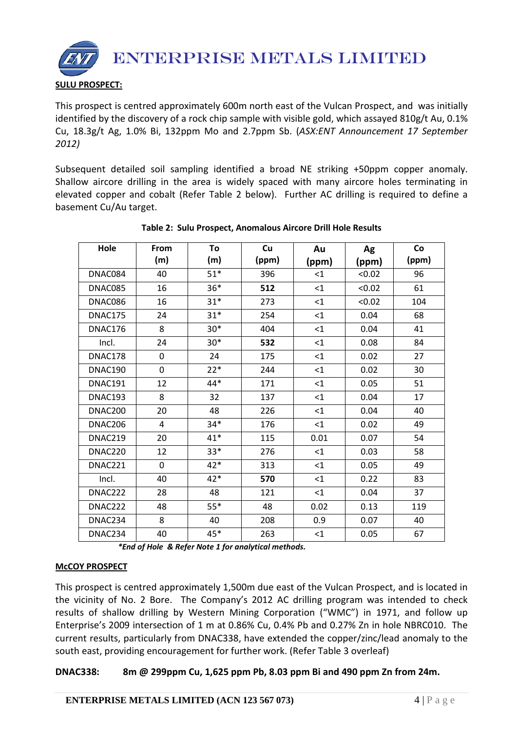## SULU PROSPECT:

This prospect is centred approximately 600m north east of the Vulcan Prospect, and was initially identified by the discovery of a rock chip sample with visible gold, which assayed 810g/t Au, 0.1% Cu, 18.3g/t Ag, 1.0% Bi, 132ppm Mo and 2.7ppm Sb. (*ASX:ENT Announcement 17 September 2012)*

Subsequent detailed soil sampling identified a broad NE striking +50ppm copper anomaly. Shallow aircore drilling in the area is widely spaced with many aircore holes terminating in elevated copper and cobalt (Refer Table 2 below). Further AC drilling is required to define a basement Cu/Au target.

**Table 2: Sulu Prospect, Anomalous Aircore Drill Hole Results**

| Hole | From (m) | To (m) | Cu (ppm) | Au (ppm) | Ag (ppm) | Co (ppm) |
|---|---|---|---|---|---|---|
| DNAC084 | 40 | 51* | 396 | <1 | <0.02 | 96 |
| DNAC085 | 16 | 36* | **512** | <1 | <0.02 | 61 |
| DNAC086 | 16 | 31* | 273 | <1 | <0.02 | 104 |
| DNAC175 | 24 | 31* | 254 | <1 | 0.04 | 68 |
| DNAC176 | 8 | 30* | 404 | <1 | 0.04 | 41 |
| Incl. | 24 | 30* | **532** | <1 | 0.08 | 84 |
| DNAC178 | 0 | 24 | 175 | <1 | 0.02 | 27 |
| DNAC190 | 0 | 22* | 244 | <1 | 0.02 | 30 |
| DNAC191 | 12 | 44* | 171 | <1 | 0.05 | 51 |
| DNAC193 | 8 | 32 | 137 | <1 | 0.04 | 17 |
| DNAC200 | 20 | 48 | 226 | <1 | 0.04 | 40 |
| DNAC206 | 4 | 34* | 176 | <1 | 0.02 | 49 |
| DNAC219 | 20 | 41* | 115 | 0.01 | 0.07 | 54 |
| DNAC220 | 12 | 33* | 276 | <1 | 0.03 | 58 |
| DNAC221 | 0 | 42* | 313 | <1 | 0.05 | 49 |
| Incl. | 40 | 42* | **570** | <1 | 0.22 | 83 |
| DNAC222 | 28 | 48 | 121 | <1 | 0.04 | 37 |
| DNAC222 | 48 | 55* | 48 | 0.02 | 0.13 | 119 |
| DNAC234 | 8 | 40 | 208 | 0.9 | 0.07 | 40 |
| DNAC234 | 40 | 45* | 263 | <1 | 0.05 | 67 |

***End of Hole & Refer Note 1 for analytical methods.***

## McCOY PROSPECT

This prospect is centred approximately 1,500m due east of the Vulcan Prospect, and is located in the vicinity of No. 2 Bore. The Company's 2012 AC drilling program was intended to check results of shallow drilling by Western Mining Corporation ("WMC") in 1971, and follow up Enterprise's 2009 intersection of 1 m at 0.86% Cu, 0.4% Pb and 0.27% Zn in hole NBRC010. The current results, particularly from DNAC338, have extended the copper/zinc/lead anomaly to the south east, providing encouragement for further work. (Refer Table 3 overleaf)

**DNAC338: 8m @ 299ppm Cu, 1,625 ppm Pb, 8.03 ppm Bi and 490 ppm Zn from 24m.**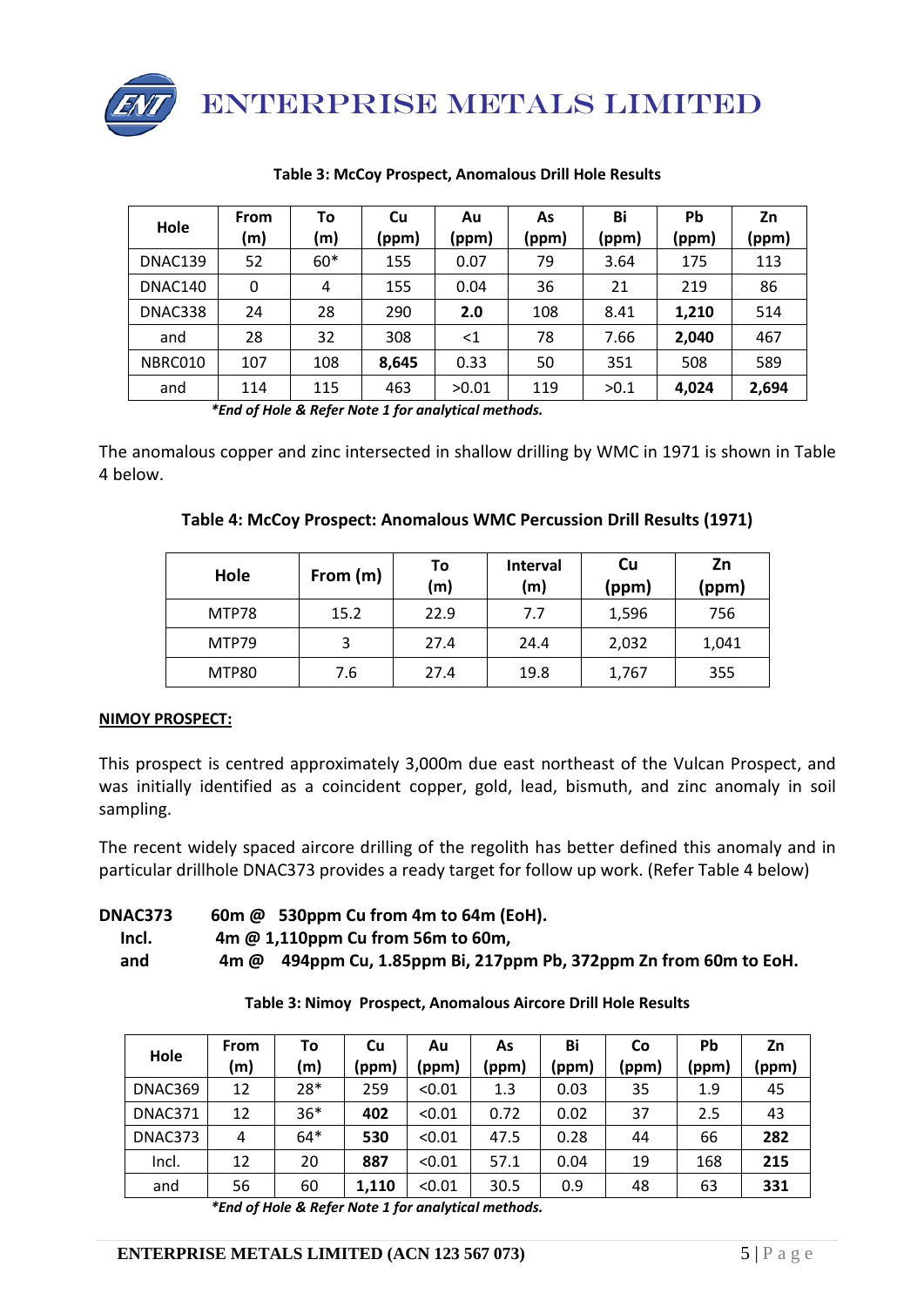**Table 3: McCoy Prospect, Anomalous Drill Hole Results**

| Hole | From (m) | To (m) | Cu (ppm) | Au (ppm) | As (ppm) | Bi (ppm) | Pb (ppm) | Zn (ppm) |
|---|---|---|---|---|---|---|---|---|
| DNAC139 | 52 | 60* | 155 | 0.07 | 79 | 3.64 | 175 | 113 |
| DNAC140 | 0 | 4 | 155 | 0.04 | 36 | 21 | 219 | 86 |
| DNAC338 | 24 | 28 | 290 | **2.0** | 108 | 8.41 | **1,210** | 514 |
| and | 28 | 32 | 308 | <1 | 78 | 7.66 | **2,040** | 467 |
| NBRC010 | 107 | 108 | **8,645** | 0.33 | 50 | 351 | 508 | 589 |
| and | 114 | 115 | 463 | >0.01 | 119 | >0.1 | **4,024** | **2,694** |

***End of Hole & Refer Note 1 for analytical methods.***

The anomalous copper and zinc intersected in shallow drilling by WMC in 1971 is shown in Table 4 below.

**Table 4: McCoy Prospect: Anomalous WMC Percussion Drill Results (1971)**

| Hole | From (m) | To (m) | Interval (m) | Cu (ppm) | Zn (ppm) |
|---|---|---|---|---|---|
| MTP78 | 15.2 | 22.9 | 7.7 | 1,596 | 756 |
| MTP79 | 3 | 27.4 | 24.4 | 2,032 | 1,041 |
| MTP80 | 7.6 | 27.4 | 19.8 | 1,767 | 355 |

**NIMOY PROSPECT:**

This prospect is centred approximately 3,000m due east northeast of the Vulcan Prospect, and was initially identified as a coincident copper, gold, lead, bismuth, and zinc anomaly in soil sampling.

The recent widely spaced aircore drilling of the regolith has better defined this anomaly and in particular drillhole DNAC373 provides a ready target for follow up work. (Refer Table 4 below)

**DNAC373** **60m @ 530ppm Cu from 4m to 64m (EoH).**
**Incl.** **4m @ 1,110ppm Cu from 56m to 60m,**
**and** **4m @ 494ppm Cu, 1.85ppm Bi, 217ppm Pb, 372ppm Zn from 60m to EoH.**

**Table 3: Nimoy Prospect, Anomalous Aircore Drill Hole Results**

| Hole | From (m) | To (m) | Cu (ppm) | Au (ppm) | As (ppm) | Bi (ppm) | Co (ppm) | Pb (ppm) | Zn (ppm) |
|---|---|---|---|---|---|---|---|---|---|
| DNAC369 | 12 | 28* | 259 | <0.01 | 1.3 | 0.03 | 35 | 1.9 | 45 |
| DNAC371 | 12 | 36* | **402** | <0.01 | 0.72 | 0.02 | 37 | 2.5 | 43 |
| DNAC373 | 4 | 64* | **530** | <0.01 | 47.5 | 0.28 | 44 | 66 | **282** |
| Incl. | 12 | 20 | **887** | <0.01 | 57.1 | 0.04 | 19 | 168 | **215** |
| and | 56 | 60 | **1,110** | <0.01 | 30.5 | 0.9 | 48 | 63 | **331** |

***End of Hole & Refer Note 1 for analytical methods.***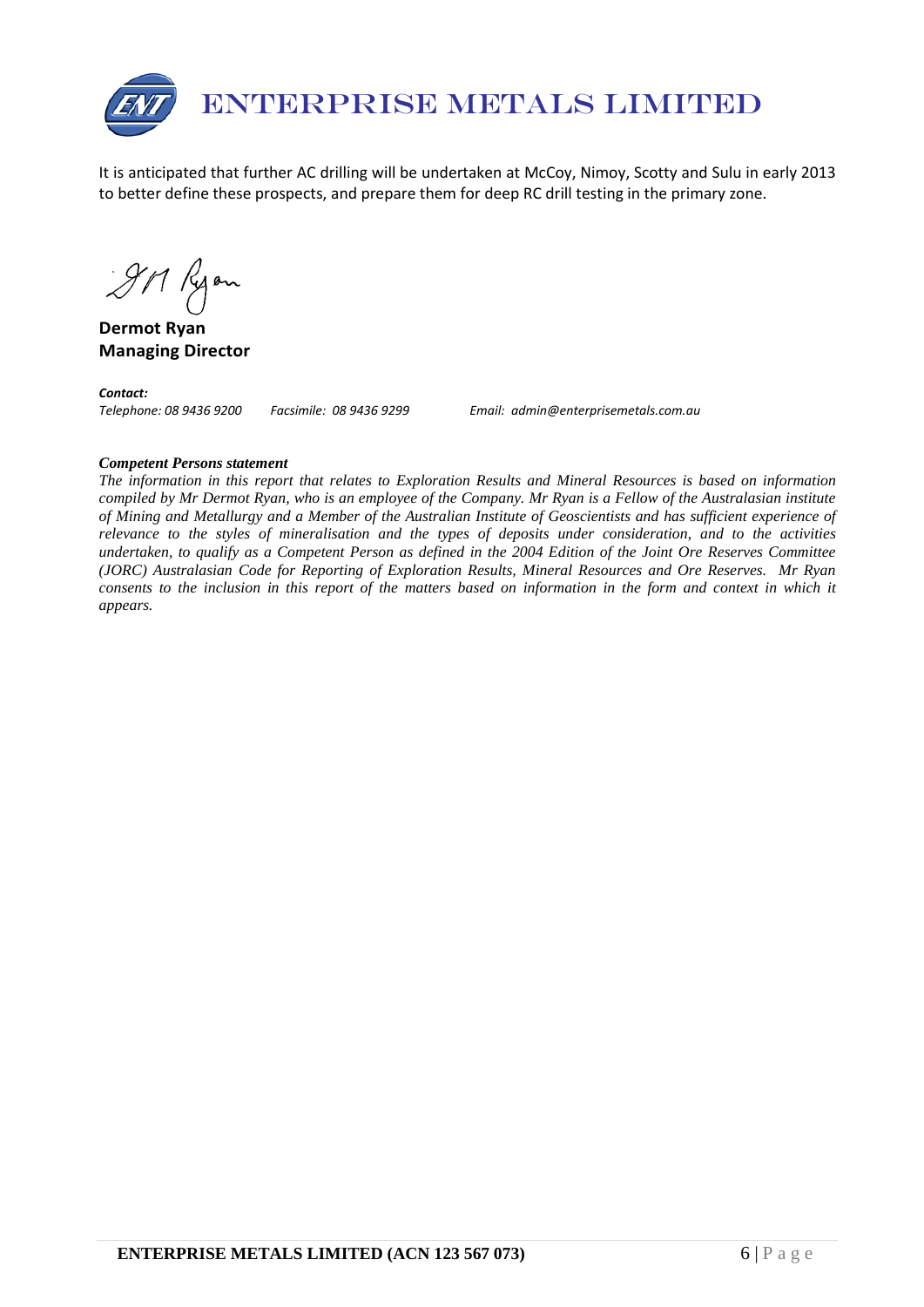It is anticipated that further AC drilling will be undertaken at McCoy, Nimoy, Scotty and Sulu in early 2013 to better define these prospects, and prepare them for deep RC drill testing in the primary zone.

**Dermot Ryan**
**Managing Director**

***Contact:***
*Telephone: 08 9436 9200 Facsimile: 08 9436 9299 Email: admin@enterprisemetals.com.au*

***Competent Persons statement***

*The information in this report that relates to Exploration Results and Mineral Resources is based on information compiled by Mr Dermot Ryan, who is an employee of the Company. Mr Ryan is a Fellow of the Australasian institute of Mining and Metallurgy and a Member of the Australian Institute of Geoscientists and has sufficient experience of relevance to the styles of mineralisation and the types of deposits under consideration, and to the activities undertaken, to qualify as a Competent Person as defined in the 2004 Edition of the Joint Ore Reserves Committee (JORC) Australasian Code for Reporting of Exploration Results, Mineral Resources and Ore Reserves. Mr Ryan consents to the inclusion in this report of the matters based on information in the form and context in which it appears.*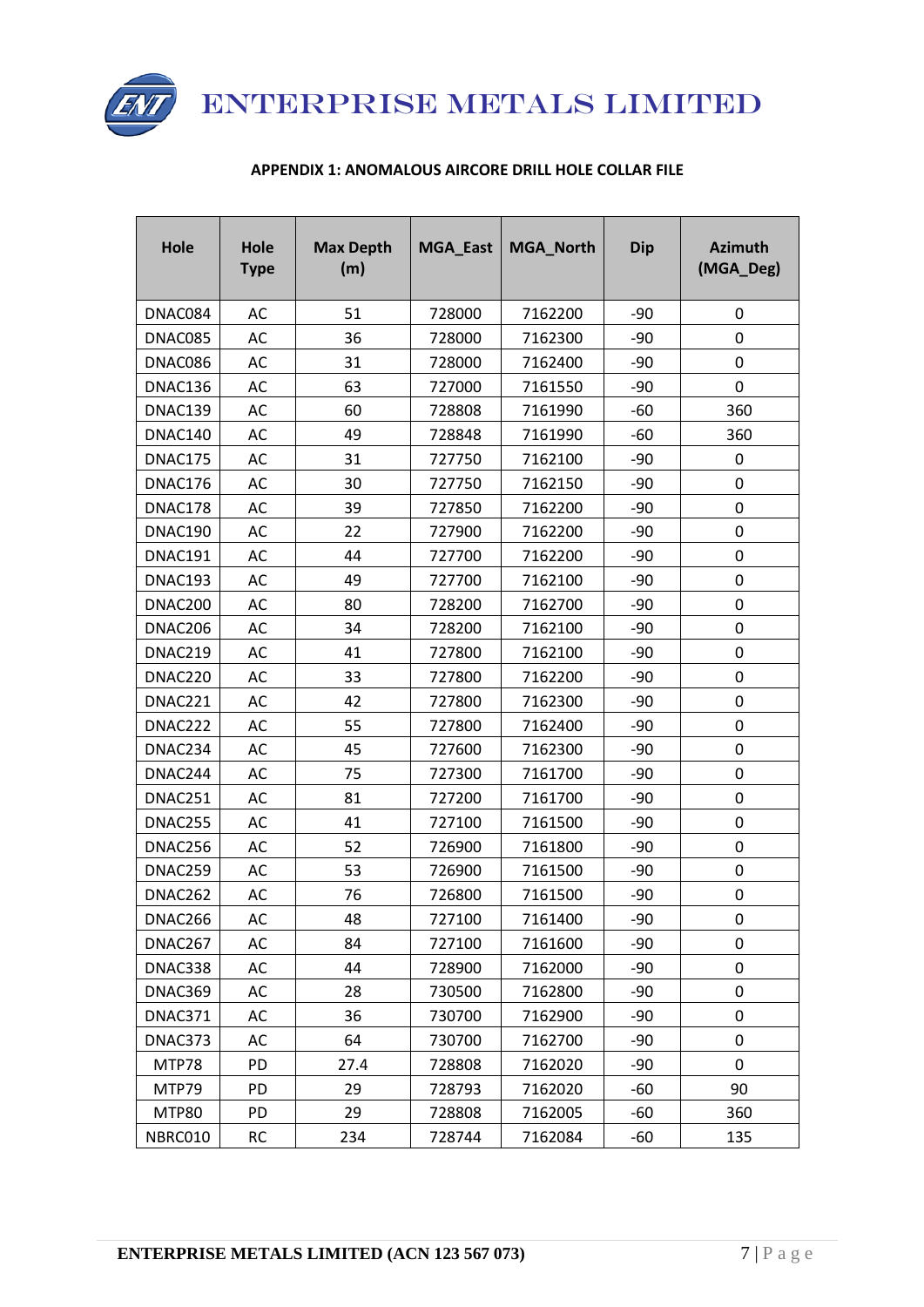## APPENDIX 1: ANOMALOUS AIRCORE DRILL HOLE COLLAR FILE

| Hole | Hole Type | Max Depth (m) | MGA_East | MGA_North | Dip | Azimuth (MGA_Deg) |
|---|---|---|---|---|---|---|
| DNAC084 | AC | 51 | 728000 | 7162200 | -90 | 0 |
| DNAC085 | AC | 36 | 728000 | 7162300 | -90 | 0 |
| DNAC086 | AC | 31 | 728000 | 7162400 | -90 | 0 |
| DNAC136 | AC | 63 | 727000 | 7161550 | -90 | 0 |
| DNAC139 | AC | 60 | 728808 | 7161990 | -60 | 360 |
| DNAC140 | AC | 49 | 728848 | 7161990 | -60 | 360 |
| DNAC175 | AC | 31 | 727750 | 7162100 | -90 | 0 |
| DNAC176 | AC | 30 | 727750 | 7162150 | -90 | 0 |
| DNAC178 | AC | 39 | 727850 | 7162200 | -90 | 0 |
| DNAC190 | AC | 22 | 727900 | 7162200 | -90 | 0 |
| DNAC191 | AC | 44 | 727700 | 7162200 | -90 | 0 |
| DNAC193 | AC | 49 | 727700 | 7162100 | -90 | 0 |
| DNAC200 | AC | 80 | 728200 | 7162700 | -90 | 0 |
| DNAC206 | AC | 34 | 728200 | 7162100 | -90 | 0 |
| DNAC219 | AC | 41 | 727800 | 7162100 | -90 | 0 |
| DNAC220 | AC | 33 | 727800 | 7162200 | -90 | 0 |
| DNAC221 | AC | 42 | 727800 | 7162300 | -90 | 0 |
| DNAC222 | AC | 55 | 727800 | 7162400 | -90 | 0 |
| DNAC234 | AC | 45 | 727600 | 7162300 | -90 | 0 |
| DNAC244 | AC | 75 | 727300 | 7161700 | -90 | 0 |
| DNAC251 | AC | 81 | 727200 | 7161700 | -90 | 0 |
| DNAC255 | AC | 41 | 727100 | 7161500 | -90 | 0 |
| DNAC256 | AC | 52 | 726900 | 7161800 | -90 | 0 |
| DNAC259 | AC | 53 | 726900 | 7161500 | -90 | 0 |
| DNAC262 | AC | 76 | 726800 | 7161500 | -90 | 0 |
| DNAC266 | AC | 48 | 727100 | 7161400 | -90 | 0 |
| DNAC267 | AC | 84 | 727100 | 7161600 | -90 | 0 |
| DNAC338 | AC | 44 | 728900 | 7162000 | -90 | 0 |
| DNAC369 | AC | 28 | 730500 | 7162800 | -90 | 0 |
| DNAC371 | AC | 36 | 730700 | 7162900 | -90 | 0 |
| DNAC373 | AC | 64 | 730700 | 7162700 | -90 | 0 |
| MTP78 | PD | 27.4 | 728808 | 7162020 | -90 | 0 |
| MTP79 | PD | 29 | 728793 | 7162020 | -60 | 90 |
| MTP80 | PD | 29 | 728808 | 7162005 | -60 | 360 |
| NBRC010 | RC | 234 | 728744 | 7162084 | -60 | 135 |